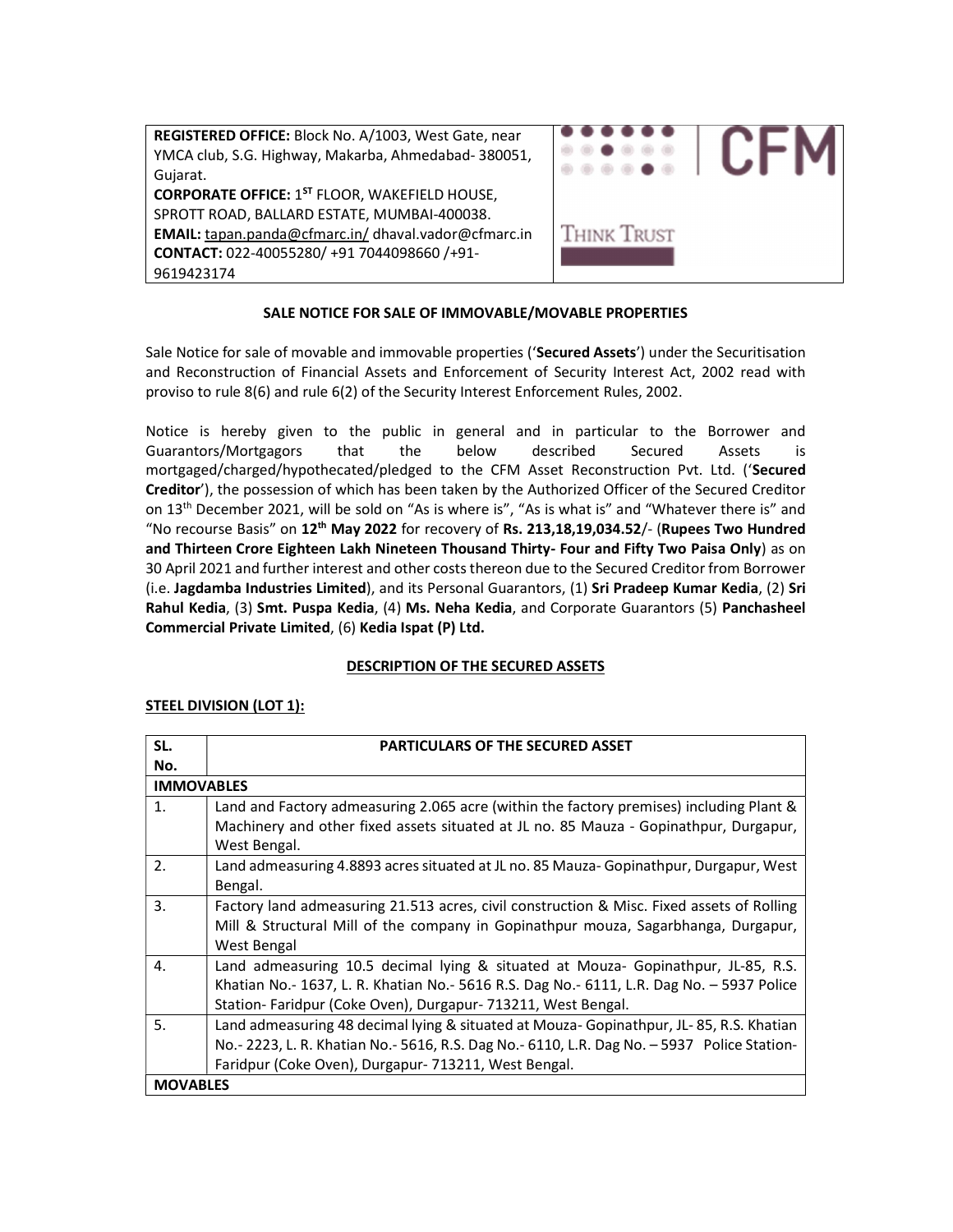| **REGISTERED OFFICE:** Block No. A/1003, West Gate, near YMCA club, S.G. Highway, Makarba, Ahmedabad- 380051, Gujarat. **CORPORATE OFFICE:** 1ST FLOOR, WAKEFIELD HOUSE, SPROTT ROAD, BALLARD ESTATE, MUMBAI-400038. **EMAIL:** tapan.panda@cfmarc.in/ dhaval.vador@cfmarc.in **CONTACT:** 022-40055280/ +91 7044098660 /+91-9619423174 | CFM THINK TRUST |
|---|---|

**SALE NOTICE FOR SALE OF IMMOVABLE/MOVABLE PROPERTIES**

Sale Notice for sale of movable and immovable properties ('**Secured Assets**') under the Securitisation and Reconstruction of Financial Assets and Enforcement of Security Interest Act, 2002 read with proviso to rule 8(6) and rule 6(2) of the Security Interest Enforcement Rules, 2002.

Notice is hereby given to the public in general and in particular to the Borrower and Guarantors/Mortgagors that the below described Secured Assets is mortgaged/charged/hypothecated/pledged to the CFM Asset Reconstruction Pvt. Ltd. ('**Secured Creditor**'), the possession of which has been taken by the Authorized Officer of the Secured Creditor on 13th December 2021, will be sold on "As is where is", "As is what is" and "Whatever there is" and "No recourse Basis" on **12th May 2022** for recovery of **Rs. 213,18,19,034.52**/- (**Rupees Two Hundred and Thirteen Crore Eighteen Lakh Nineteen Thousand Thirty- Four and Fifty Two Paisa Only**) as on 30 April 2021 and further interest and other costs thereon due to the Secured Creditor from Borrower (i.e. **Jagdamba Industries Limited**), and its Personal Guarantors, (1) **Sri Pradeep Kumar Kedia**, (2) **Sri Rahul Kedia**, (3) **Smt. Puspa Kedia**, (4) **Ms. Neha Kedia**, and Corporate Guarantors (5) **Panchasheel Commercial Private Limited**, (6) **Kedia Ispat (P) Ltd.**

**DESCRIPTION OF THE SECURED ASSETS**

**STEEL DIVISION (LOT 1):**

| SL. No. | PARTICULARS OF THE SECURED ASSET |
|---|---|
| **IMMOVABLES** | |
| 1. | Land and Factory admeasuring 2.065 acre (within the factory premises) including Plant & Machinery and other fixed assets situated at JL no. 85 Mauza - Gopinathpur, Durgapur, West Bengal. |
| 2. | Land admeasuring 4.8893 acres situated at JL no. 85 Mauza- Gopinathpur, Durgapur, West Bengal. |
| 3. | Factory land admeasuring 21.513 acres, civil construction & Misc. Fixed assets of Rolling Mill & Structural Mill of the company in Gopinathpur mouza, Sagarbhanga, Durgapur, West Bengal |
| 4. | Land admeasuring 10.5 decimal lying & situated at Mouza- Gopinathpur, JL-85, R.S. Khatian No.- 1637, L. R. Khatian No.- 5616 R.S. Dag No.- 6111, L.R. Dag No. – 5937 Police Station- Faridpur (Coke Oven), Durgapur- 713211, West Bengal. |
| 5. | Land admeasuring 48 decimal lying & situated at Mouza- Gopinathpur, JL- 85, R.S. Khatian No.- 2223, L. R. Khatian No.- 5616, R.S. Dag No.- 6110, L.R. Dag No. – 5937 Police Station- Faridpur (Coke Oven), Durgapur- 713211, West Bengal. |
| **MOVABLES** | |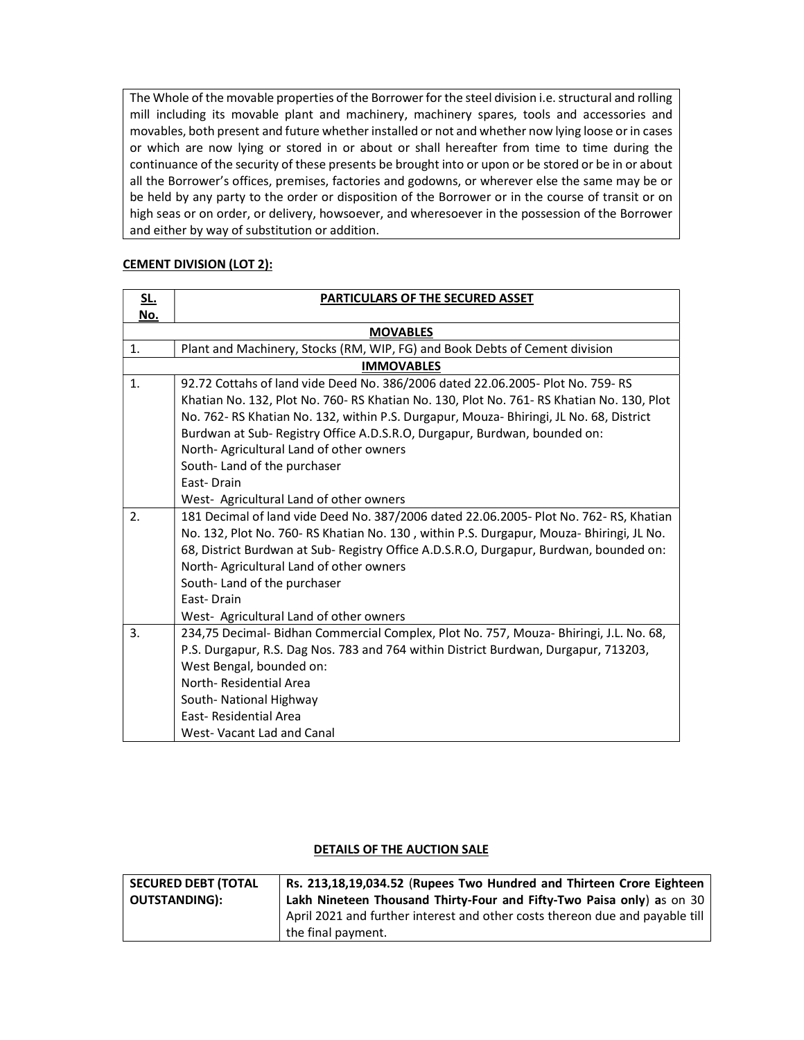| The Whole of the movable properties of the Borrower for the steel division i.e. structural and rolling mill including its movable plant and machinery, machinery spares, tools and accessories and movables, both present and future whether installed or not and whether now lying loose or in cases or which are now lying or stored in or about or shall hereafter from time to time during the continuance of the security of these presents be brought into or upon or be stored or be in or about all the Borrower's offices, premises, factories and godowns, or wherever else the same may be or be held by any party to the order or disposition of the Borrower or in the course of transit or on high seas or on order, or delivery, howsoever, and wheresoever in the possession of the Borrower and either by way of substitution or addition. |
|---|

**CEMENT DIVISION (LOT 2):**

| SL. No. | PARTICULARS OF THE SECURED ASSET |
|---|---|
| | **MOVABLES** |
| 1. | Plant and Machinery, Stocks (RM, WIP, FG) and Book Debts of Cement division |
| | **IMMOVABLES** |
| 1. | 92.72 Cottahs of land vide Deed No. 386/2006 dated 22.06.2005- Plot No. 759- RS Khatian No. 132, Plot No. 760- RS Khatian No. 130, Plot No. 761- RS Khatian No. 130, Plot No. 762- RS Khatian No. 132, within P.S. Durgapur, Mouza- Bhiringi, JL No. 68, District Burdwan at Sub- Registry Office A.D.S.R.O, Durgapur, Burdwan, bounded on:<br>North- Agricultural Land of other owners<br>South- Land of the purchaser<br>East- Drain<br>West- Agricultural Land of other owners |
| 2. | 181 Decimal of land vide Deed No. 387/2006 dated 22.06.2005- Plot No. 762- RS, Khatian No. 132, Plot No. 760- RS Khatian No. 130 , within P.S. Durgapur, Mouza- Bhiringi, JL No. 68, District Burdwan at Sub- Registry Office A.D.S.R.O, Durgapur, Burdwan, bounded on:<br>North- Agricultural Land of other owners<br>South- Land of the purchaser<br>East- Drain<br>West- Agricultural Land of other owners |
| 3. | 234,75 Decimal- Bidhan Commercial Complex, Plot No. 757, Mouza- Bhiringi, J.L. No. 68, P.S. Durgapur, R.S. Dag Nos. 783 and 764 within District Burdwan, Durgapur, 713203, West Bengal, bounded on:<br>North- Residential Area<br>South- National Highway<br>East- Residential Area<br>West- Vacant Lad and Canal |

**DETAILS OF THE AUCTION SALE**

| **SECURED DEBT (TOTAL OUTSTANDING):** | **Rs. 213,18,19,034.52** (**Rupees Two Hundred and Thirteen Crore Eighteen Lakh Nineteen Thousand Thirty-Four and Fifty-Two Paisa only**) **a**s on 30 April 2021 and further interest and other costs thereon due and payable till the final payment. |
|---|---|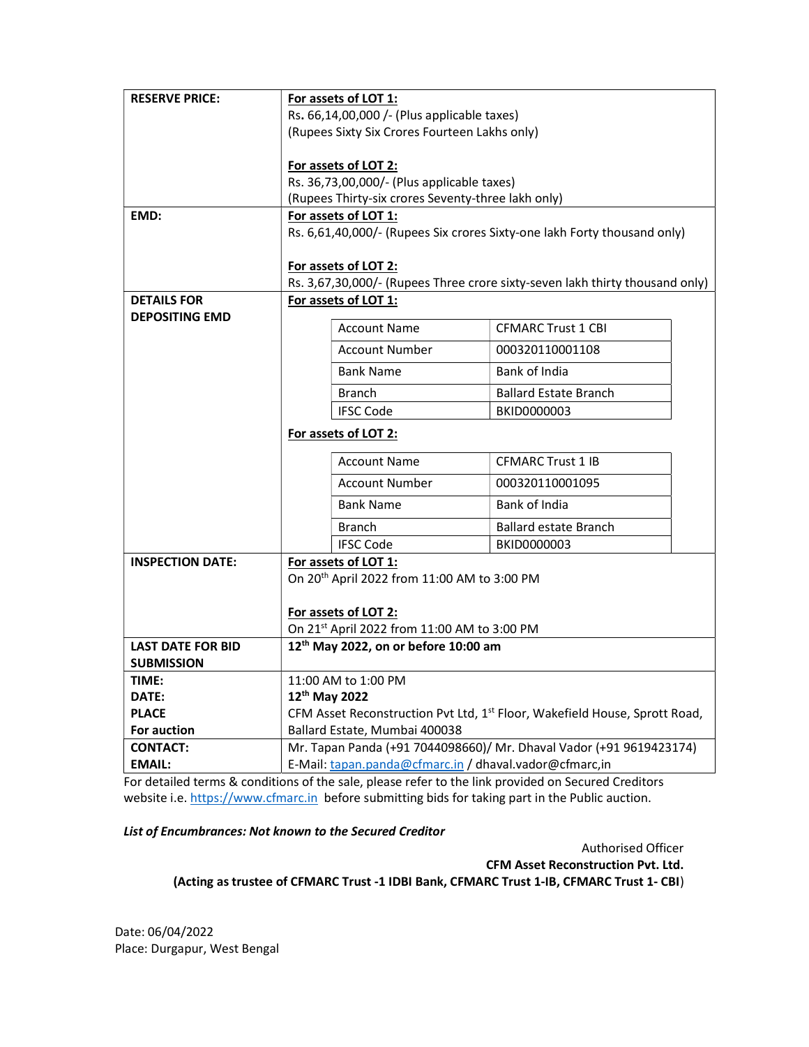| | |
|---|---|
| **RESERVE PRICE:** | **For assets of LOT 1:**<br>Rs**.** 66,14,00,000 /- (Plus applicable taxes)<br>(Rupees Sixty Six Crores Fourteen Lakhs only)<br><br>**For assets of LOT 2:**<br>Rs. 36,73,00,000/- (Plus applicable taxes)<br>(Rupees Thirty-six crores Seventy-three lakh only) |
| **EMD:** | **For assets of LOT 1:**<br>Rs. 6,61,40,000/- (Rupees Six crores Sixty-one lakh Forty thousand only)<br><br>**For assets of LOT 2:**<br>Rs. 3,67,30,000/- (Rupees Three crore sixty-seven lakh thirty thousand only) |
| **DETAILS FOR DEPOSITING EMD** | **For assets of LOT 1:**<br>Account Name: CFMARC Trust 1 CBI<br>Account Number: 000320110001108<br>Bank Name: Bank of India<br>Branch: Ballard Estate Branch<br>IFSC Code: BKID0000003<br><br>**For assets of LOT 2:**<br>Account Name: CFMARC Trust 1 IB<br>Account Number: 000320110001095<br>Bank Name: Bank of India<br>Branch: Ballard estate Branch<br>IFSC Code: BKID0000003 |
| **INSPECTION DATE:** | **For assets of LOT 1:**<br>On 20th April 2022 from 11:00 AM to 3:00 PM<br><br>**For assets of LOT 2:**<br>On 21st April 2022 from 11:00 AM to 3:00 PM |
| **LAST DATE FOR BID SUBMISSION** | **12th May 2022, on or before 10:00 am** |
| **TIME:**<br>**DATE:**<br>**PLACE**<br>**For auction** | 11:00 AM to 1:00 PM<br>**12th May 2022**<br>CFM Asset Reconstruction Pvt Ltd, 1st Floor, Wakefield House, Sprott Road, Ballard Estate, Mumbai 400038 |
| **CONTACT:**<br>**EMAIL:** | Mr. Tapan Panda (+91 7044098660)/ Mr. Dhaval Vador (+91 9619423174)<br>E-Mail: tapan.panda@cfmarc.in / dhaval.vador@cfmarc,in |

For detailed terms & conditions of the sale, please refer to the link provided on Secured Creditors website i.e. https://www.cfmarc.in before submitting bids for taking part in the Public auction.

***List of Encumbrances: Not known to the Secured Creditor***

Authorised Officer
**CFM Asset Reconstruction Pvt. Ltd.**
**(Acting as trustee of CFMARC Trust -1 IDBI Bank, CFMARC Trust 1-IB, CFMARC Trust 1- CBI)**

Date: 06/04/2022
Place: Durgapur, West Bengal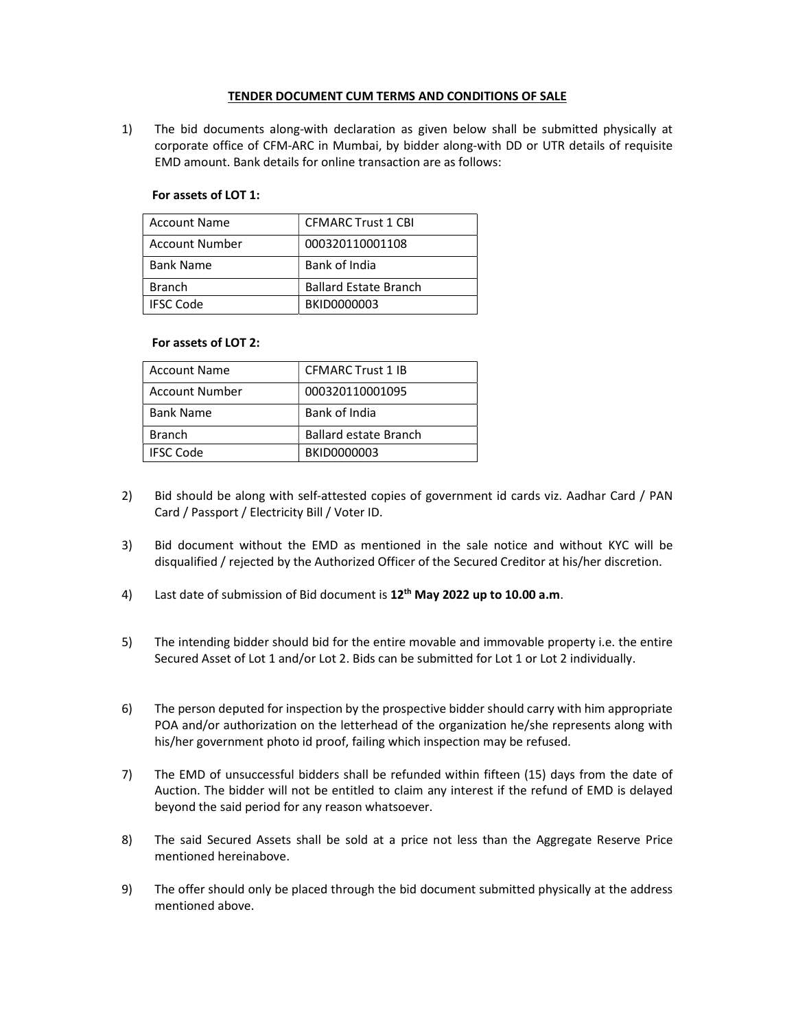# TENDER DOCUMENT CUM TERMS AND CONDITIONS OF SALE

1) The bid documents along-with declaration as given below shall be submitted physically at corporate office of CFM-ARC in Mumbai, by bidder along-with DD or UTR details of requisite EMD amount. Bank details for online transaction are as follows:

**For assets of LOT 1:**

| Account Name | CFMARC Trust 1 CBI |
|---|---|
| Account Number | 000320110001108 |
| Bank Name | Bank of India |
| Branch | Ballard Estate Branch |
| IFSC Code | BKID0000003 |

**For assets of LOT 2:**

| Account Name | CFMARC Trust 1 IB |
|---|---|
| Account Number | 000320110001095 |
| Bank Name | Bank of India |
| Branch | Ballard estate Branch |
| IFSC Code | BKID0000003 |

2) Bid should be along with self-attested copies of government id cards viz. Aadhar Card / PAN Card / Passport / Electricity Bill / Voter ID.

3) Bid document without the EMD as mentioned in the sale notice and without KYC will be disqualified / rejected by the Authorized Officer of the Secured Creditor at his/her discretion.

4) Last date of submission of Bid document is **12th May 2022 up to 10.00 a.m**.

5) The intending bidder should bid for the entire movable and immovable property i.e. the entire Secured Asset of Lot 1 and/or Lot 2. Bids can be submitted for Lot 1 or Lot 2 individually.

6) The person deputed for inspection by the prospective bidder should carry with him appropriate POA and/or authorization on the letterhead of the organization he/she represents along with his/her government photo id proof, failing which inspection may be refused.

7) The EMD of unsuccessful bidders shall be refunded within fifteen (15) days from the date of Auction. The bidder will not be entitled to claim any interest if the refund of EMD is delayed beyond the said period for any reason whatsoever.

8) The said Secured Assets shall be sold at a price not less than the Aggregate Reserve Price mentioned hereinabove.

9) The offer should only be placed through the bid document submitted physically at the address mentioned above.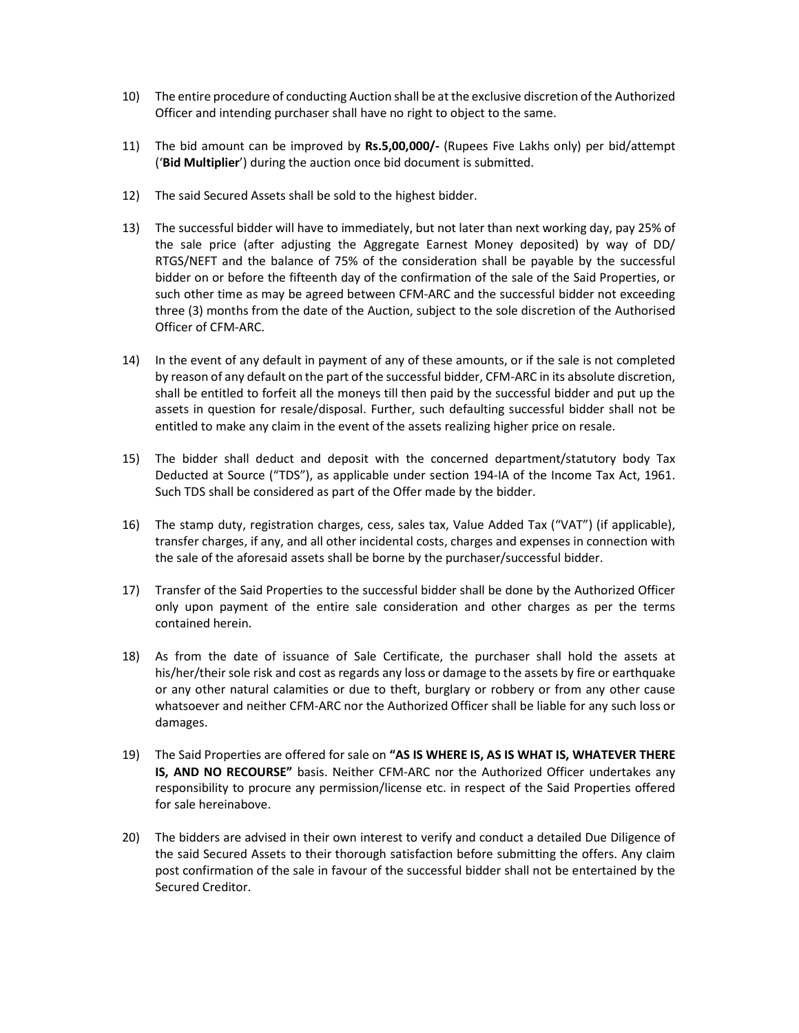10) The entire procedure of conducting Auction shall be at the exclusive discretion of the Authorized Officer and intending purchaser shall have no right to object to the same.

11) The bid amount can be improved by **Rs.5,00,000/-** (Rupees Five Lakhs only) per bid/attempt ('**Bid Multiplier**') during the auction once bid document is submitted.

12) The said Secured Assets shall be sold to the highest bidder.

13) The successful bidder will have to immediately, but not later than next working day, pay 25% of the sale price (after adjusting the Aggregate Earnest Money deposited) by way of DD/ RTGS/NEFT and the balance of 75% of the consideration shall be payable by the successful bidder on or before the fifteenth day of the confirmation of the sale of the Said Properties, or such other time as may be agreed between CFM-ARC and the successful bidder not exceeding three (3) months from the date of the Auction, subject to the sole discretion of the Authorised Officer of CFM-ARC.

14) In the event of any default in payment of any of these amounts, or if the sale is not completed by reason of any default on the part of the successful bidder, CFM-ARC in its absolute discretion, shall be entitled to forfeit all the moneys till then paid by the successful bidder and put up the assets in question for resale/disposal. Further, such defaulting successful bidder shall not be entitled to make any claim in the event of the assets realizing higher price on resale.

15) The bidder shall deduct and deposit with the concerned department/statutory body Tax Deducted at Source ("TDS"), as applicable under section 194-IA of the Income Tax Act, 1961. Such TDS shall be considered as part of the Offer made by the bidder.

16) The stamp duty, registration charges, cess, sales tax, Value Added Tax ("VAT") (if applicable), transfer charges, if any, and all other incidental costs, charges and expenses in connection with the sale of the aforesaid assets shall be borne by the purchaser/successful bidder.

17) Transfer of the Said Properties to the successful bidder shall be done by the Authorized Officer only upon payment of the entire sale consideration and other charges as per the terms contained herein.

18) As from the date of issuance of Sale Certificate, the purchaser shall hold the assets at his/her/their sole risk and cost as regards any loss or damage to the assets by fire or earthquake or any other natural calamities or due to theft, burglary or robbery or from any other cause whatsoever and neither CFM-ARC nor the Authorized Officer shall be liable for any such loss or damages.

19) The Said Properties are offered for sale on **"AS IS WHERE IS, AS IS WHAT IS, WHATEVER THERE IS, AND NO RECOURSE"** basis. Neither CFM-ARC nor the Authorized Officer undertakes any responsibility to procure any permission/license etc. in respect of the Said Properties offered for sale hereinabove.

20) The bidders are advised in their own interest to verify and conduct a detailed Due Diligence of the said Secured Assets to their thorough satisfaction before submitting the offers. Any claim post confirmation of the sale in favour of the successful bidder shall not be entertained by the Secured Creditor.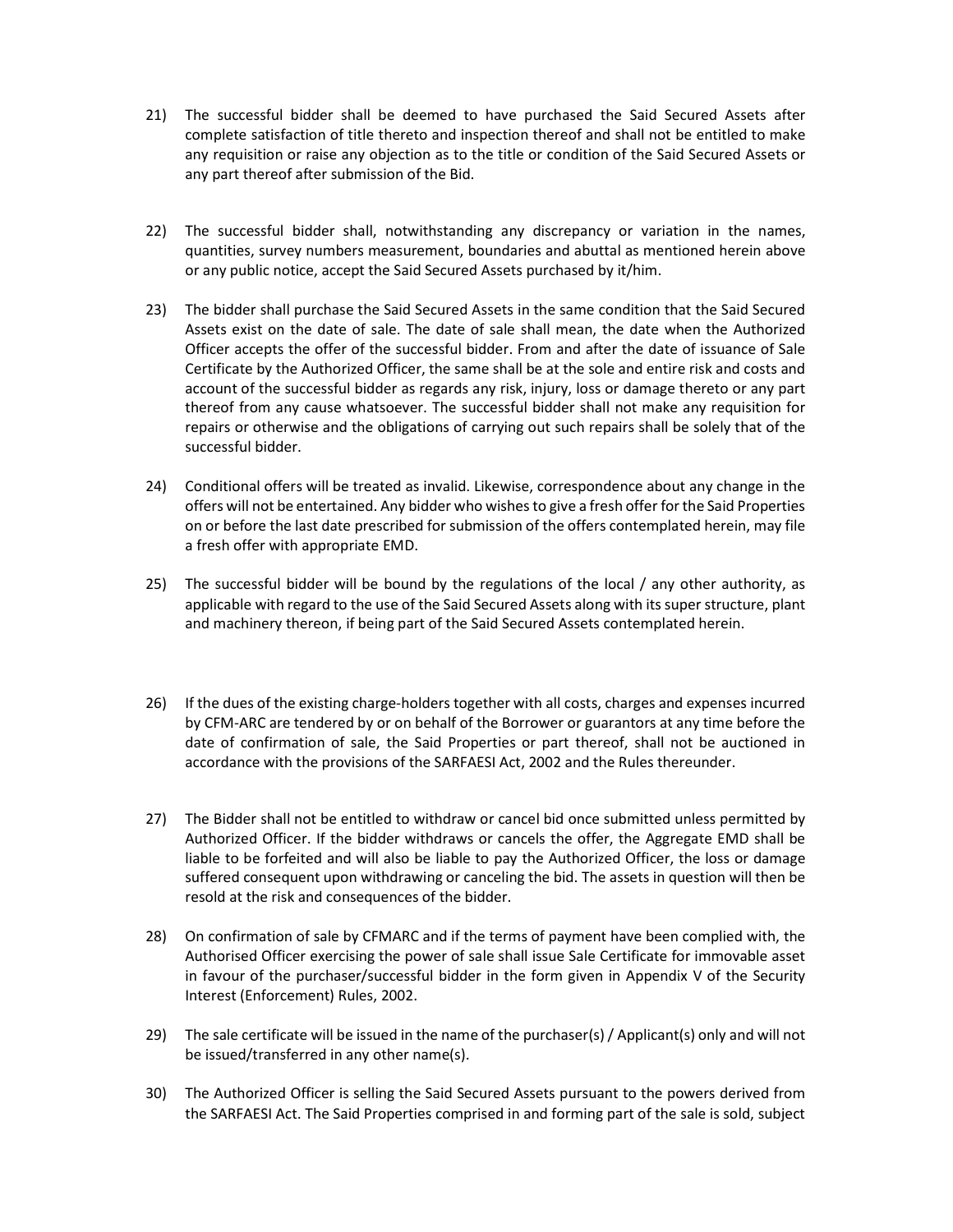21) The successful bidder shall be deemed to have purchased the Said Secured Assets after complete satisfaction of title thereto and inspection thereof and shall not be entitled to make any requisition or raise any objection as to the title or condition of the Said Secured Assets or any part thereof after submission of the Bid.

22) The successful bidder shall, notwithstanding any discrepancy or variation in the names, quantities, survey numbers measurement, boundaries and abuttal as mentioned herein above or any public notice, accept the Said Secured Assets purchased by it/him.

23) The bidder shall purchase the Said Secured Assets in the same condition that the Said Secured Assets exist on the date of sale. The date of sale shall mean, the date when the Authorized Officer accepts the offer of the successful bidder. From and after the date of issuance of Sale Certificate by the Authorized Officer, the same shall be at the sole and entire risk and costs and account of the successful bidder as regards any risk, injury, loss or damage thereto or any part thereof from any cause whatsoever. The successful bidder shall not make any requisition for repairs or otherwise and the obligations of carrying out such repairs shall be solely that of the successful bidder.

24) Conditional offers will be treated as invalid. Likewise, correspondence about any change in the offers will not be entertained. Any bidder who wishes to give a fresh offer for the Said Properties on or before the last date prescribed for submission of the offers contemplated herein, may file a fresh offer with appropriate EMD.

25) The successful bidder will be bound by the regulations of the local / any other authority, as applicable with regard to the use of the Said Secured Assets along with its super structure, plant and machinery thereon, if being part of the Said Secured Assets contemplated herein.

26) If the dues of the existing charge-holders together with all costs, charges and expenses incurred by CFM-ARC are tendered by or on behalf of the Borrower or guarantors at any time before the date of confirmation of sale, the Said Properties or part thereof, shall not be auctioned in accordance with the provisions of the SARFAESI Act, 2002 and the Rules thereunder.

27) The Bidder shall not be entitled to withdraw or cancel bid once submitted unless permitted by Authorized Officer. If the bidder withdraws or cancels the offer, the Aggregate EMD shall be liable to be forfeited and will also be liable to pay the Authorized Officer, the loss or damage suffered consequent upon withdrawing or canceling the bid. The assets in question will then be resold at the risk and consequences of the bidder.

28) On confirmation of sale by CFMARC and if the terms of payment have been complied with, the Authorised Officer exercising the power of sale shall issue Sale Certificate for immovable asset in favour of the purchaser/successful bidder in the form given in Appendix V of the Security Interest (Enforcement) Rules, 2002.

29) The sale certificate will be issued in the name of the purchaser(s) / Applicant(s) only and will not be issued/transferred in any other name(s).

30) The Authorized Officer is selling the Said Secured Assets pursuant to the powers derived from the SARFAESI Act. The Said Properties comprised in and forming part of the sale is sold, subject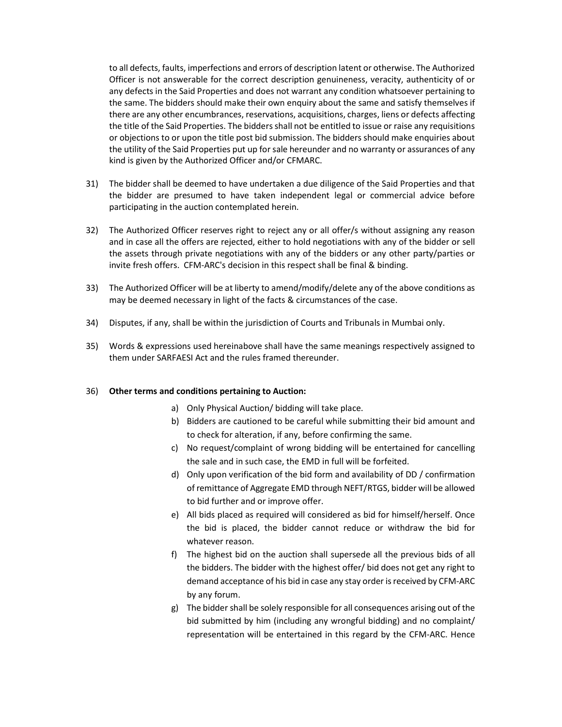to all defects, faults, imperfections and errors of description latent or otherwise. The Authorized Officer is not answerable for the correct description genuineness, veracity, authenticity of or any defects in the Said Properties and does not warrant any condition whatsoever pertaining to the same. The bidders should make their own enquiry about the same and satisfy themselves if there are any other encumbrances, reservations, acquisitions, charges, liens or defects affecting the title of the Said Properties. The bidders shall not be entitled to issue or raise any requisitions or objections to or upon the title post bid submission. The bidders should make enquiries about the utility of the Said Properties put up for sale hereunder and no warranty or assurances of any kind is given by the Authorized Officer and/or CFMARC.

31) The bidder shall be deemed to have undertaken a due diligence of the Said Properties and that the bidder are presumed to have taken independent legal or commercial advice before participating in the auction contemplated herein.

32) The Authorized Officer reserves right to reject any or all offer/s without assigning any reason and in case all the offers are rejected, either to hold negotiations with any of the bidder or sell the assets through private negotiations with any of the bidders or any other party/parties or invite fresh offers. CFM-ARC's decision in this respect shall be final & binding.

33) The Authorized Officer will be at liberty to amend/modify/delete any of the above conditions as may be deemed necessary in light of the facts & circumstances of the case.

34) Disputes, if any, shall be within the jurisdiction of Courts and Tribunals in Mumbai only.

35) Words & expressions used hereinabove shall have the same meanings respectively assigned to them under SARFAESI Act and the rules framed thereunder.

36) **Other terms and conditions pertaining to Auction:**

   a) Only Physical Auction/ bidding will take place.
   b) Bidders are cautioned to be careful while submitting their bid amount and to check for alteration, if any, before confirming the same.
   c) No request/complaint of wrong bidding will be entertained for cancelling the sale and in such case, the EMD in full will be forfeited.
   d) Only upon verification of the bid form and availability of DD / confirmation of remittance of Aggregate EMD through NEFT/RTGS, bidder will be allowed to bid further and or improve offer.
   e) All bids placed as required will considered as bid for himself/herself. Once the bid is placed, the bidder cannot reduce or withdraw the bid for whatever reason.
   f) The highest bid on the auction shall supersede all the previous bids of all the bidders. The bidder with the highest offer/ bid does not get any right to demand acceptance of his bid in case any stay order is received by CFM-ARC by any forum.
   g) The bidder shall be solely responsible for all consequences arising out of the bid submitted by him (including any wrongful bidding) and no complaint/ representation will be entertained in this regard by the CFM-ARC. Hence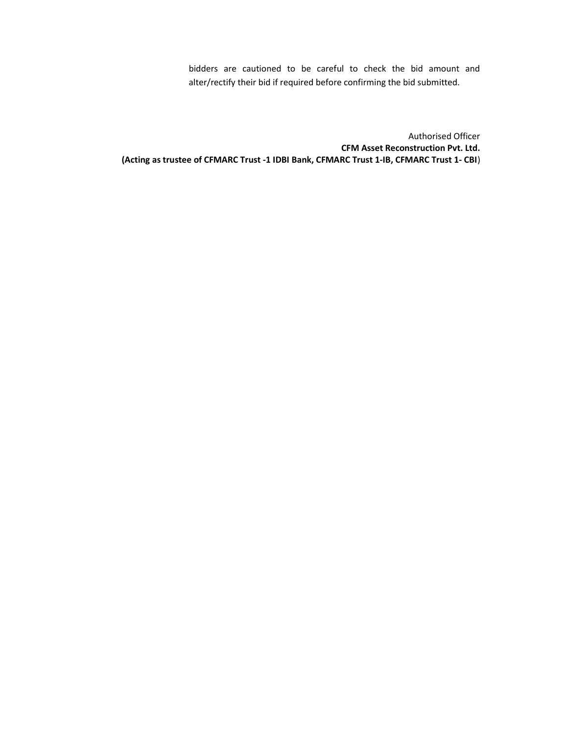bidders are cautioned to be careful to check the bid amount and alter/rectify their bid if required before confirming the bid submitted.

Authorised Officer
**CFM Asset Reconstruction Pvt. Ltd.**
**(Acting as trustee of CFMARC Trust -1 IDBI Bank, CFMARC Trust 1-IB, CFMARC Trust 1- CBI**)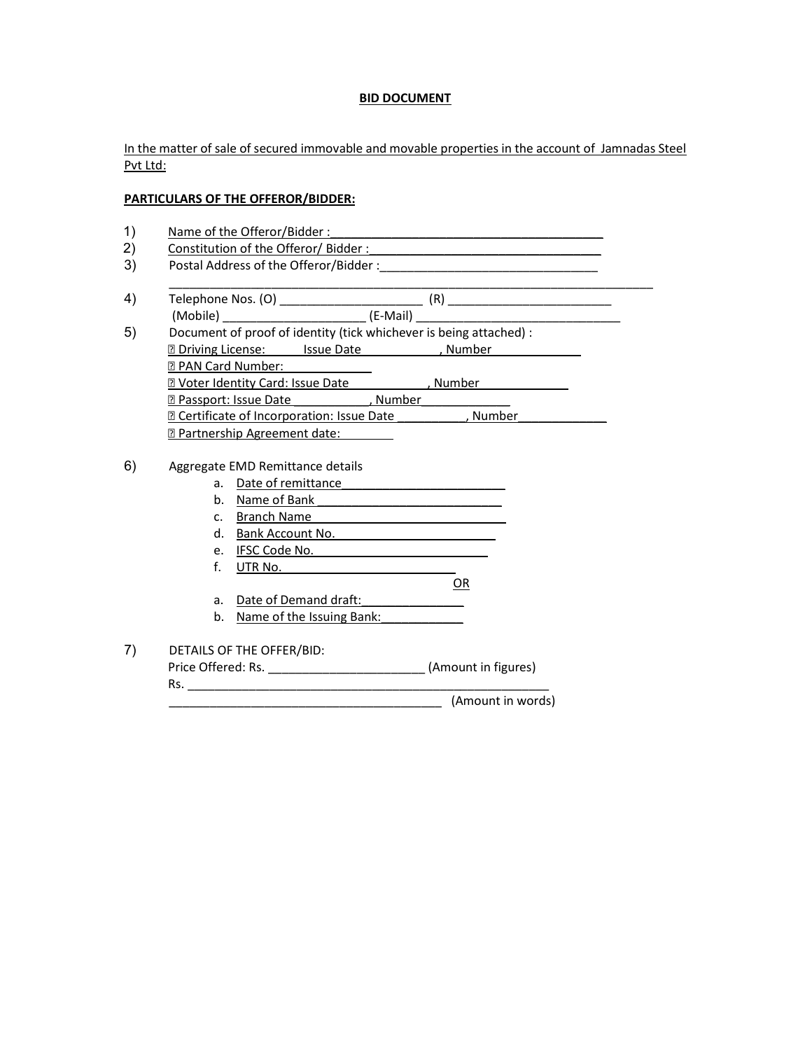**BID DOCUMENT**

In the matter of sale of secured immovable and movable properties in the account of Jamnadas Steel Pvt Ltd:

**PARTICULARS OF THE OFFEROR/BIDDER:**

1) Name of the Offeror/Bidder :__________________________________________

2) Constitution of the Offeror/ Bidder :____________________________________

3) Postal Address of the Offeror/Bidder :__________________________________
_____________________________________________________________________________

4) Telephone Nos. (O) ______________________ (R) _________________________
(Mobile) _____________________ (E-Mail) _______________________________

5) Document of proof of identity (tick whichever is being attached) :
☐ Driving License: Issue Date ____________, Number ______________
☐ PAN Card Number: ______________
☐ Voter Identity Card: Issue Date ____________, Number ______________
☐ Passport: Issue Date ____________, Number ______________
☐ Certificate of Incorporation: Issue Date __________, Number ______________
☐ Partnership Agreement date: _________

6) Aggregate EMD Remittance details
   a. Date of remittance________________________
   b. Name of Bank ____________________________
   c. Branch Name _____________________________
   d. Bank Account No. _________________________
   e. IFSC Code No. ___________________________
   f. UTR No. ___________________________

   OR

   a. Date of Demand draft:_______________
   b. Name of the Issuing Bank:____________

7) DETAILS OF THE OFFER/BID:
Price Offered: Rs. _______________________ (Amount in figures)
Rs. _____________________________________________________
_________________________________________ (Amount in words)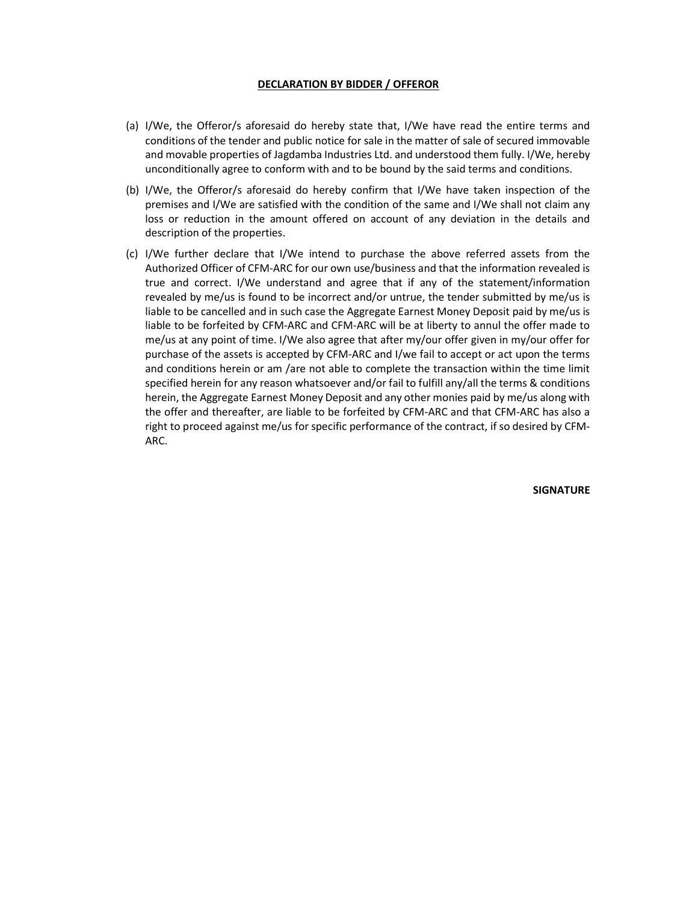**DECLARATION BY BIDDER / OFFEROR**

(a) I/We, the Offeror/s aforesaid do hereby state that, I/We have read the entire terms and conditions of the tender and public notice for sale in the matter of sale of secured immovable and movable properties of Jagdamba Industries Ltd. and understood them fully. I/We, hereby unconditionally agree to conform with and to be bound by the said terms and conditions.

(b) I/We, the Offeror/s aforesaid do hereby confirm that I/We have taken inspection of the premises and I/We are satisfied with the condition of the same and I/We shall not claim any loss or reduction in the amount offered on account of any deviation in the details and description of the properties.

(c) I/We further declare that I/We intend to purchase the above referred assets from the Authorized Officer of CFM-ARC for our own use/business and that the information revealed is true and correct. I/We understand and agree that if any of the statement/information revealed by me/us is found to be incorrect and/or untrue, the tender submitted by me/us is liable to be cancelled and in such case the Aggregate Earnest Money Deposit paid by me/us is liable to be forfeited by CFM-ARC and CFM-ARC will be at liberty to annul the offer made to me/us at any point of time. I/We also agree that after my/our offer given in my/our offer for purchase of the assets is accepted by CFM-ARC and I/we fail to accept or act upon the terms and conditions herein or am /are not able to complete the transaction within the time limit specified herein for any reason whatsoever and/or fail to fulfill any/all the terms & conditions herein, the Aggregate Earnest Money Deposit and any other monies paid by me/us along with the offer and thereafter, are liable to be forfeited by CFM-ARC and that CFM-ARC has also a right to proceed against me/us for specific performance of the contract, if so desired by CFM-ARC.

**SIGNATURE**